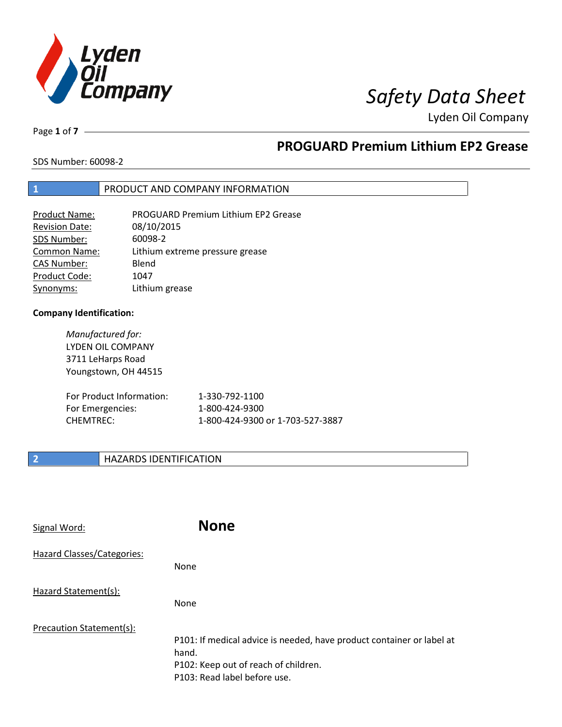# Safety Data Sheet

Lyden Oil Company

## PROGUARD Premium Lithium EP2 Grease

SDS Number: 60098-2

## 1 PRODUCT AND COMPANY INFORMATION

| | |
|---|---|
| Product Name: | PROGUARD Premium Lithium EP2 Grease |
| Revision Date: | 08/10/2015 |
| SDS Number: | 60098-2 |
| Common Name: | Lithium extreme pressure grease |
| CAS Number: | Blend |
| Product Code: | 1047 |
| Synonyms: | Lithium grease |

**Company Identification:**

*Manufactured for:*
LYDEN OIL COMPANY
3711 LeHarps Road
Youngstown, OH 44515

| | |
|---|---|
| For Product Information: | 1-330-792-1100 |
| For Emergencies: | 1-800-424-9300 |
| CHEMTREC: | 1-800-424-9300 or 1-703-527-3887 |

## 2 HAZARDS IDENTIFICATION

Signal Word: **None**

Hazard Classes/Categories:

None

Hazard Statement(s):

None

Precaution Statement(s):

P101: If medical advice is needed, have product container or label at hand.
P102: Keep out of reach of children.
P103: Read label before use.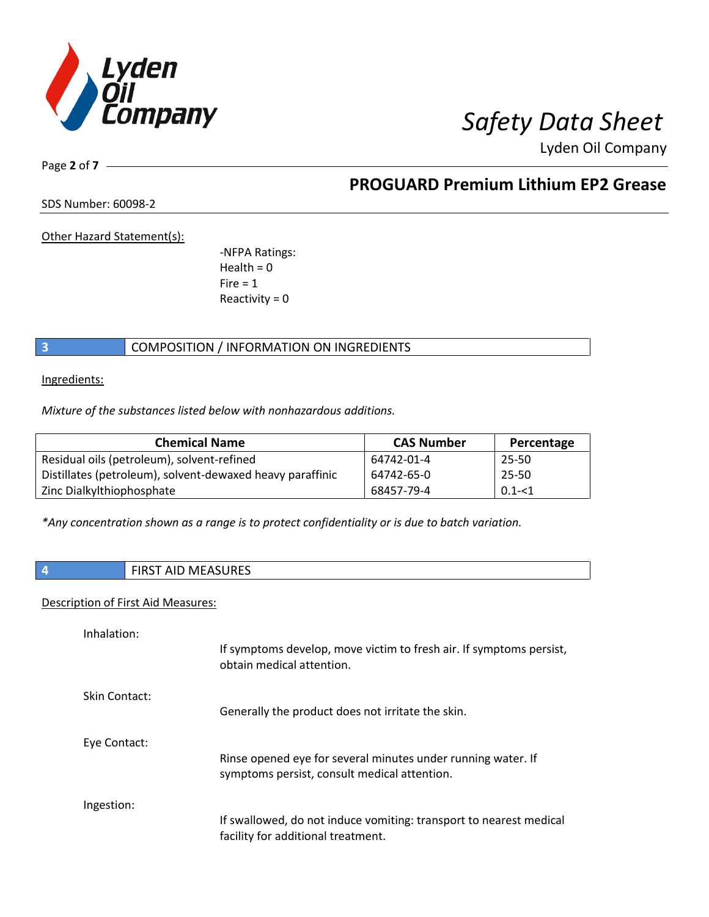Other Hazard Statement(s):

-NFPA Ratings:
Health = 0
Fire = 1
Reactivity = 0

## 3 COMPOSITION / INFORMATION ON INGREDIENTS

Ingredients:

*Mixture of the substances listed below with nonhazardous additions.*

| Chemical Name | CAS Number | Percentage |
|---|---|---|
| Residual oils (petroleum), solvent-refined | 64742-01-4 | 25-50 |
| Distillates (petroleum), solvent-dewaxed heavy paraffinic | 64742-65-0 | 25-50 |
| Zinc Dialkylthiophosphate | 68457-79-4 | 0.1-<1 |

*\*Any concentration shown as a range is to protect confidentiality or is due to batch variation.*

## 4 FIRST AID MEASURES

Description of First Aid Measures:

Inhalation:
If symptoms develop, move victim to fresh air. If symptoms persist, obtain medical attention.

Skin Contact:
Generally the product does not irritate the skin.

Eye Contact:
Rinse opened eye for several minutes under running water. If symptoms persist, consult medical attention.

Ingestion:
If swallowed, do not induce vomiting: transport to nearest medical facility for additional treatment.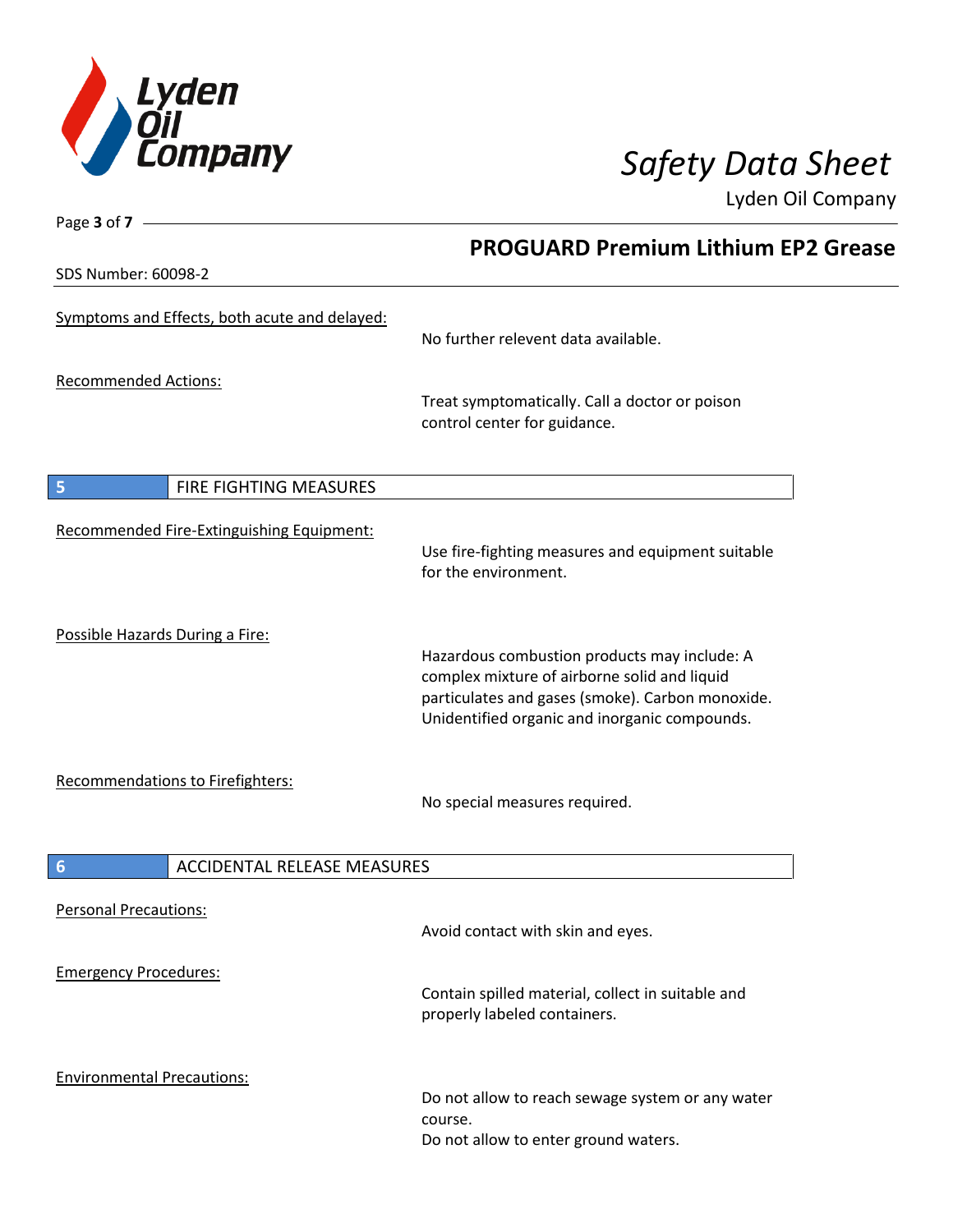Symptoms and Effects, both acute and delayed:

No further relevent data available.

Recommended Actions:

Treat symptomatically. Call a doctor or poison control center for guidance.

## 5 FIRE FIGHTING MEASURES

Recommended Fire-Extinguishing Equipment:

Use fire-fighting measures and equipment suitable for the environment.

Possible Hazards During a Fire:

Hazardous combustion products may include: A complex mixture of airborne solid and liquid particulates and gases (smoke). Carbon monoxide. Unidentified organic and inorganic compounds.

Recommendations to Firefighters:

No special measures required.

## 6 ACCIDENTAL RELEASE MEASURES

Personal Precautions:

Avoid contact with skin and eyes.

Emergency Procedures:

Contain spilled material, collect in suitable and properly labeled containers.

Environmental Precautions:

Do not allow to reach sewage system or any water course.
Do not allow to enter ground waters.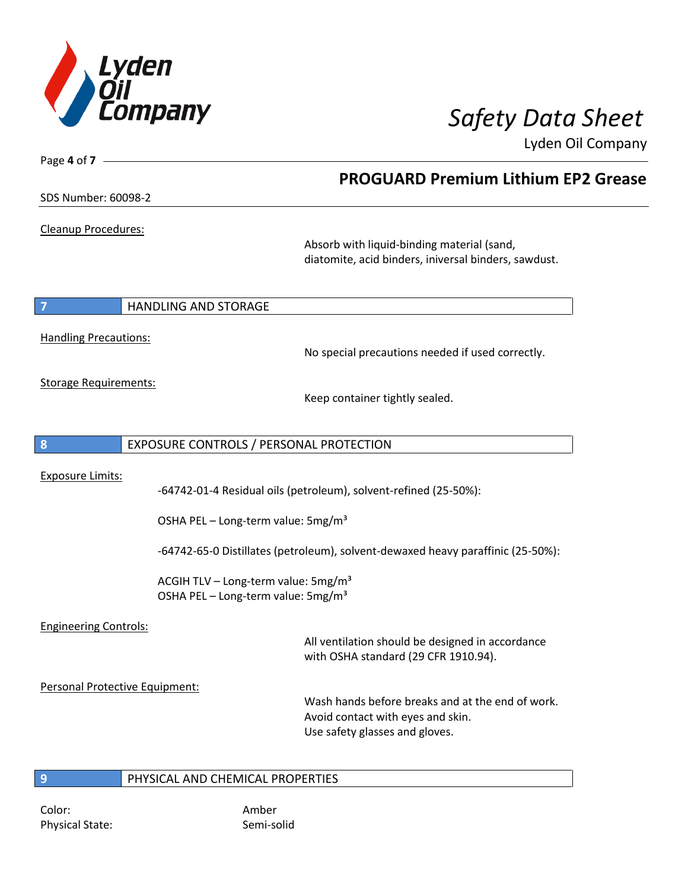**Cleanup Procedures:**

Absorb with liquid-binding material (sand, diatomite, acid binders, iniversal binders, sawdust.

## 7 HANDLING AND STORAGE

**Handling Precautions:**

No special precautions needed if used correctly.

**Storage Requirements:**

Keep container tightly sealed.

## 8 EXPOSURE CONTROLS / PERSONAL PROTECTION

**Exposure Limits:**

-64742-01-4 Residual oils (petroleum), solvent-refined (25-50%):

OSHA PEL – Long-term value: 5mg/m³

-64742-65-0 Distillates (petroleum), solvent-dewaxed heavy paraffinic (25-50%):

ACGIH TLV – Long-term value: 5mg/m³
OSHA PEL – Long-term value: 5mg/m³

**Engineering Controls:**

All ventilation should be designed in accordance with OSHA standard (29 CFR 1910.94).

**Personal Protective Equipment:**

Wash hands before breaks and at the end of work.
Avoid contact with eyes and skin.
Use safety glasses and gloves.

## 9 PHYSICAL AND CHEMICAL PROPERTIES

Color: Amber
Physical State: Semi-solid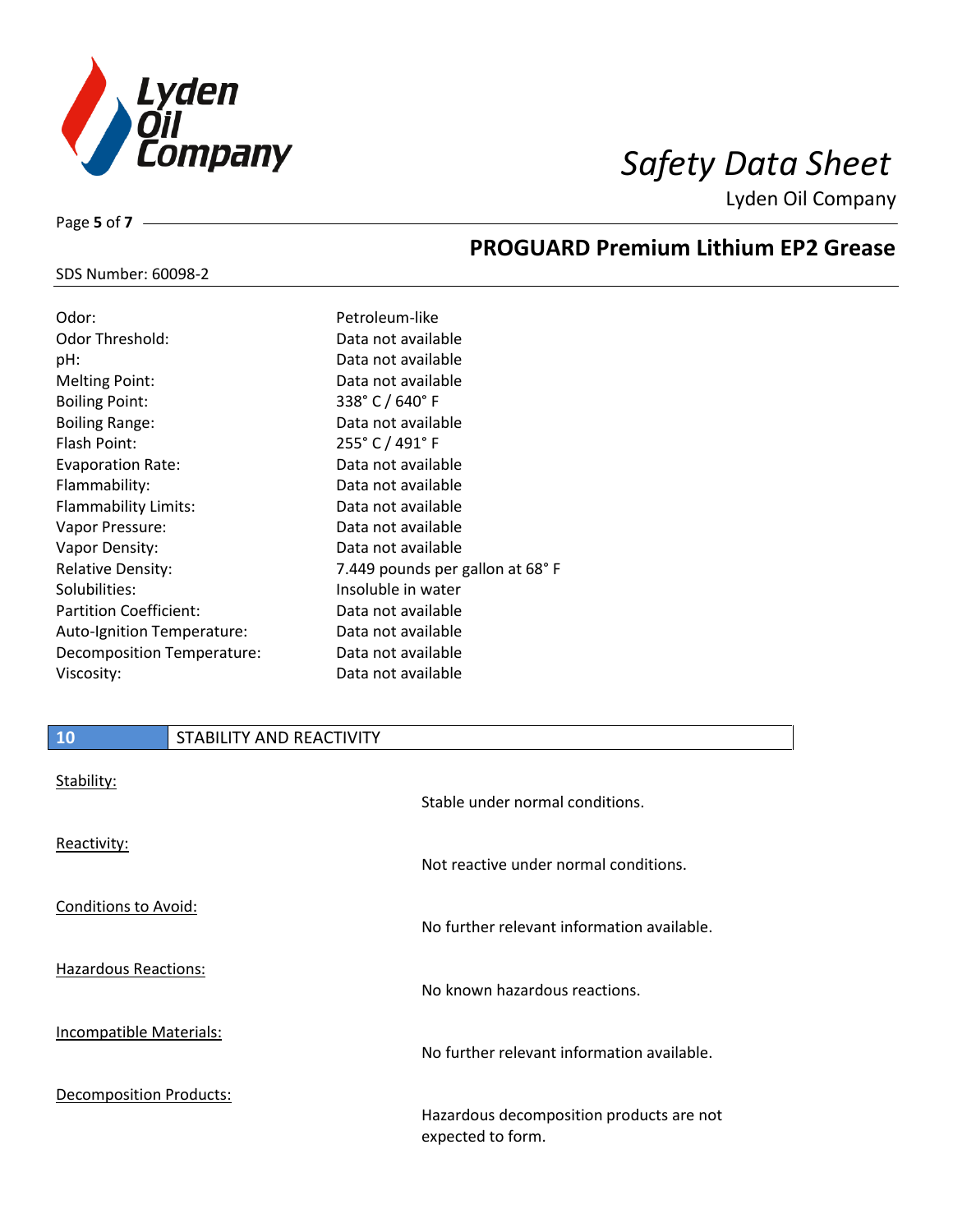| | |
|---|---|
| Odor: | Petroleum-like |
| Odor Threshold: | Data not available |
| pH: | Data not available |
| Melting Point: | Data not available |
| Boiling Point: | 338° C / 640° F |
| Boiling Range: | Data not available |
| Flash Point: | 255° C / 491° F |
| Evaporation Rate: | Data not available |
| Flammability: | Data not available |
| Flammability Limits: | Data not available |
| Vapor Pressure: | Data not available |
| Vapor Density: | Data not available |
| Relative Density: | 7.449 pounds per gallon at 68° F |
| Solubilities: | Insoluble in water |
| Partition Coefficient: | Data not available |
| Auto-Ignition Temperature: | Data not available |
| Decomposition Temperature: | Data not available |
| Viscosity: | Data not available |

## 10 STABILITY AND REACTIVITY

Stability:

Stable under normal conditions.

Reactivity:

Not reactive under normal conditions.

Conditions to Avoid:

No further relevant information available.

Hazardous Reactions:

No known hazardous reactions.

Incompatible Materials:

No further relevant information available.

Decomposition Products:

Hazardous decomposition products are not expected to form.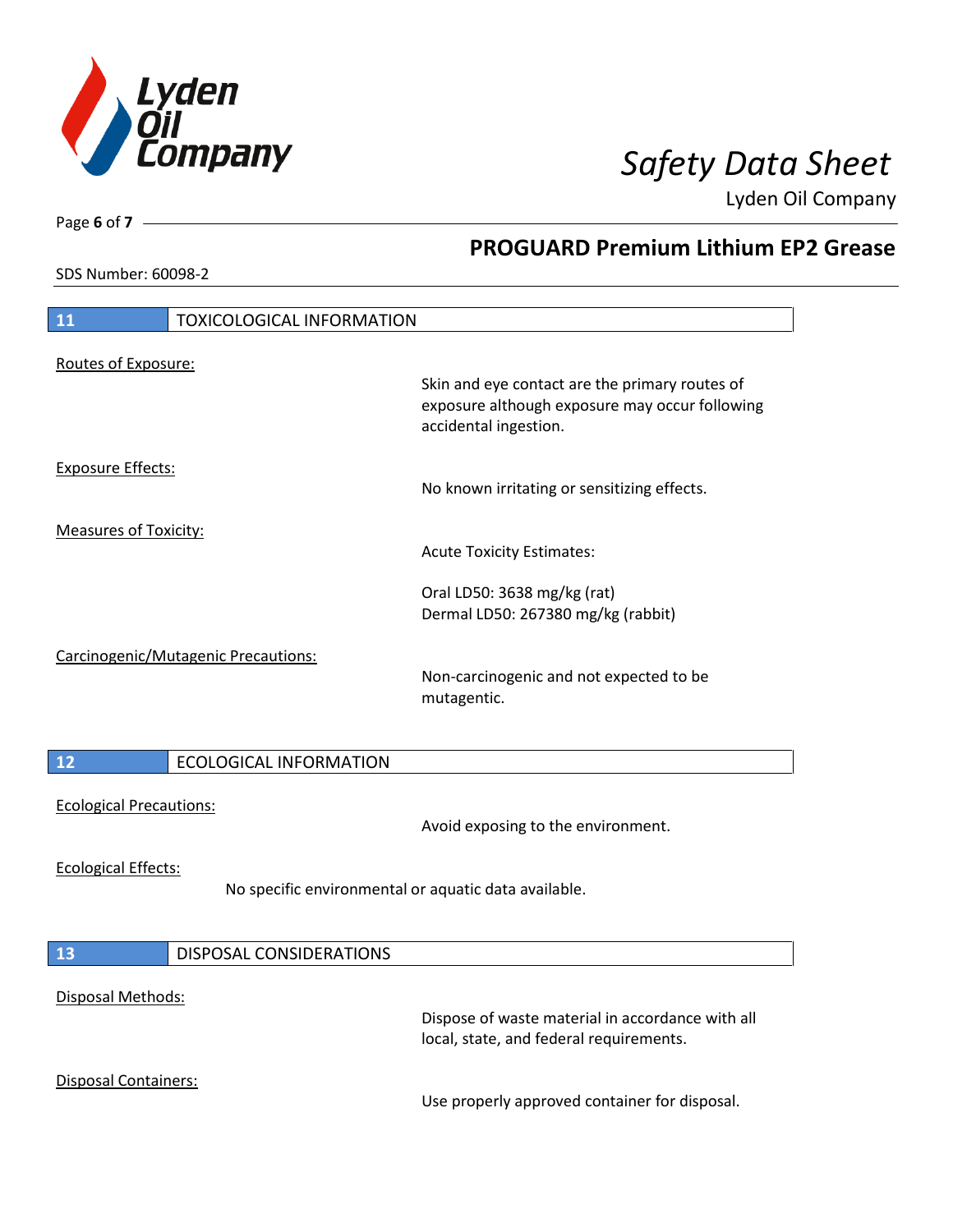## 11 TOXICOLOGICAL INFORMATION

Routes of Exposure:

Skin and eye contact are the primary routes of exposure although exposure may occur following accidental ingestion.

Exposure Effects:

No known irritating or sensitizing effects.

Measures of Toxicity:

Acute Toxicity Estimates:

Oral LD50: 3638 mg/kg (rat)
Dermal LD50: 267380 mg/kg (rabbit)

Carcinogenic/Mutagenic Precautions:

Non-carcinogenic and not expected to be mutagentic.

## 12 ECOLOGICAL INFORMATION

Ecological Precautions:

Avoid exposing to the environment.

Ecological Effects:

No specific environmental or aquatic data available.

## 13 DISPOSAL CONSIDERATIONS

Disposal Methods:

Dispose of waste material in accordance with all local, state, and federal requirements.

Disposal Containers:

Use properly approved container for disposal.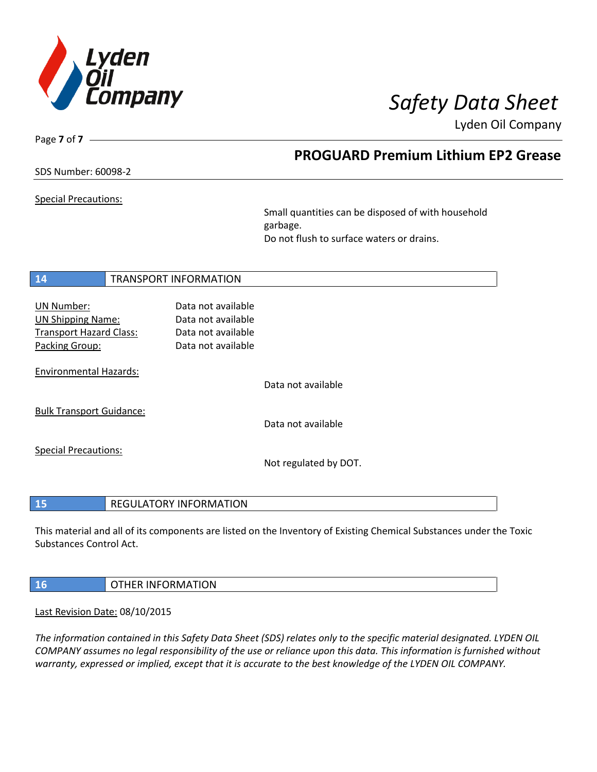Special Precautions:

Small quantities can be disposed of with household garbage.
Do not flush to surface waters or drains.

## 14 TRANSPORT INFORMATION

UN Number: Data not available
UN Shipping Name: Data not available
Transport Hazard Class: Data not available
Packing Group: Data not available

Environmental Hazards:

Data not available

Bulk Transport Guidance:

Data not available

Special Precautions:

Not regulated by DOT.

## 15 REGULATORY INFORMATION

This material and all of its components are listed on the Inventory of Existing Chemical Substances under the Toxic Substances Control Act.

## 16 OTHER INFORMATION

Last Revision Date: 08/10/2015

*The information contained in this Safety Data Sheet (SDS) relates only to the specific material designated. LYDEN OIL COMPANY assumes no legal responsibility of the use or reliance upon this data. This information is furnished without warranty, expressed or implied, except that it is accurate to the best knowledge of the LYDEN OIL COMPANY.*